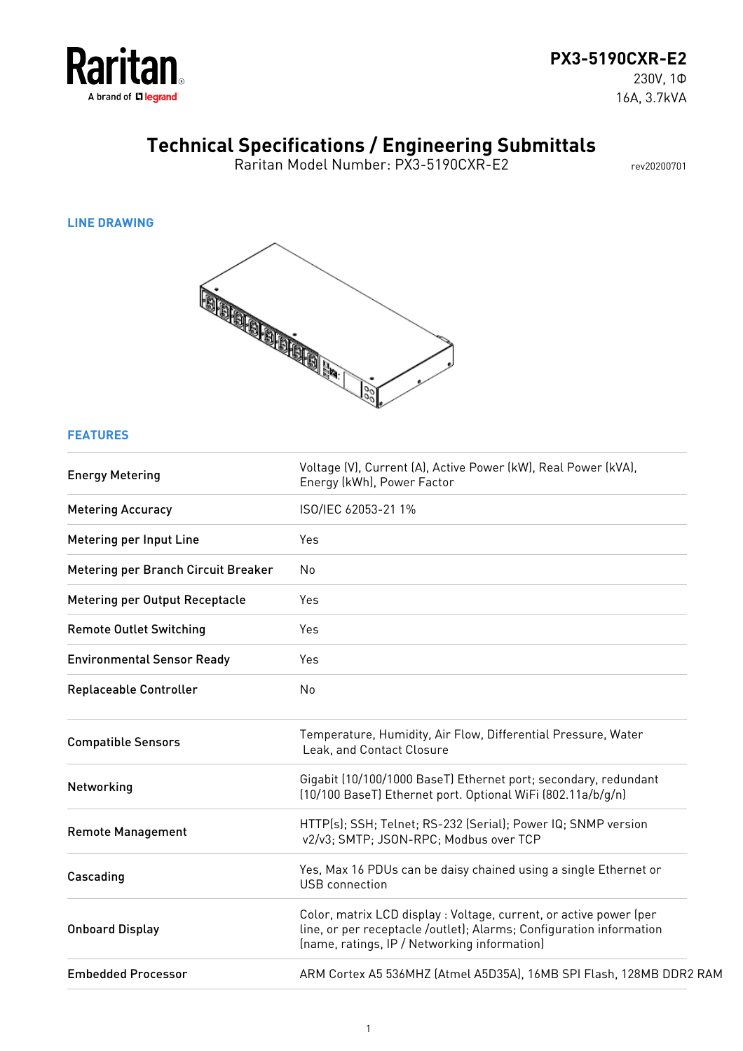Raritan
A brand of legrand

**PX3-5190CXR-E2**
230V, 1Φ
16A, 3.7kVA

# Technical Specifications / Engineering Submittals

Raritan Model Number: PX3-5190CXR-E2

rev20200701

## LINE DRAWING

## FEATURES

| | |
|---|---|
| Energy Metering | Voltage (V), Current (A), Active Power (kW), Real Power (kVA), Energy (kWh), Power Factor |
| Metering Accuracy | ISO/IEC 62053-21 1% |
| Metering per Input Line | Yes |
| Metering per Branch Circuit Breaker | No |
| Metering per Output Receptacle | Yes |
| Remote Outlet Switching | Yes |
| Environmental Sensor Ready | Yes |
| Replaceable Controller | No |

| | |
|---|---|
| Compatible Sensors | Temperature, Humidity, Air Flow, Differential Pressure, Water Leak, and Contact Closure |
| Networking | Gigabit (10/100/1000 BaseT) Ethernet port; secondary, redundant (10/100 BaseT) Ethernet port. Optional WiFi (802.11a/b/g/n) |
| Remote Management | HTTP(s); SSH; Telnet; RS-232 (Serial); Power IQ; SNMP version v2/v3; SMTP; JSON-RPC; Modbus over TCP |
| Cascading | Yes, Max 16 PDUs can be daisy chained using a single Ethernet or USB connection |
| Onboard Display | Color, matrix LCD display : Voltage, current, or active power (per line, or per receptacle /outlet); Alarms; Configuration information (name, ratings, IP / Networking information) |
| Embedded Processor | ARM Cortex A5 536MHZ (Atmel A5D35A), 16MB SPI Flash, 128MB DDR2 RAM |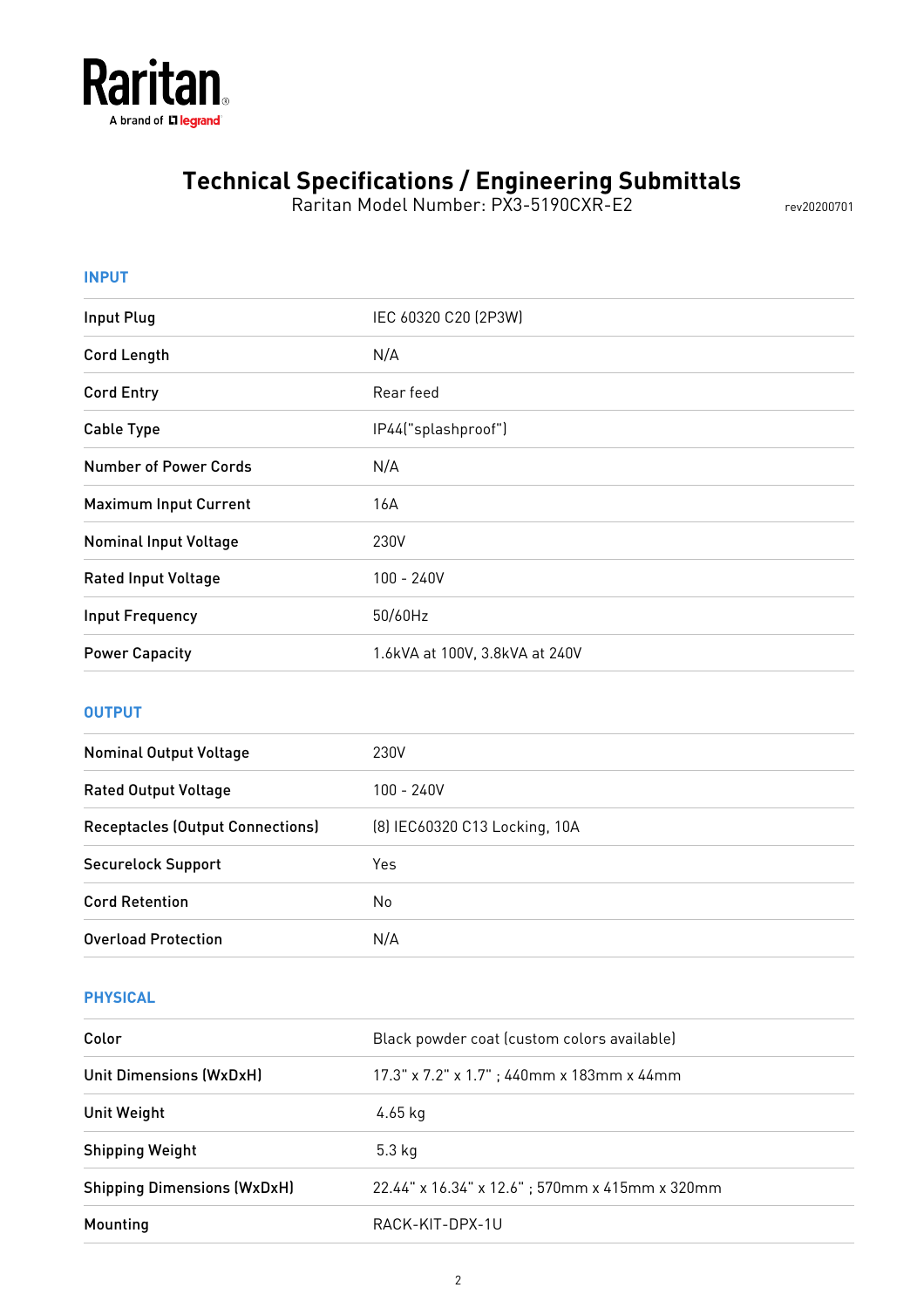Raritan
A brand of legrand

# Technical Specifications / Engineering Submittals

Raritan Model Number: PX3-5190CXR-E2

rev20200701

## INPUT

| | |
|---|---|
| Input Plug | IEC 60320 C20 (2P3W) |
| Cord Length | N/A |
| Cord Entry | Rear feed |
| Cable Type | IP44("splashproof") |
| Number of Power Cords | N/A |
| Maximum Input Current | 16A |
| Nominal Input Voltage | 230V |
| Rated Input Voltage | 100 - 240V |
| Input Frequency | 50/60Hz |
| Power Capacity | 1.6kVA at 100V, 3.8kVA at 240V |

## OUTPUT

| | |
|---|---|
| Nominal Output Voltage | 230V |
| Rated Output Voltage | 100 - 240V |
| Receptacles (Output Connections) | (8) IEC60320 C13 Locking, 10A |
| Securelock Support | Yes |
| Cord Retention | No |
| Overload Protection | N/A |

## PHYSICAL

| | |
|---|---|
| Color | Black powder coat (custom colors available) |
| Unit Dimensions (WxDxH) | 17.3" x 7.2" x 1.7" ; 440mm x 183mm x 44mm |
| Unit Weight | 4.65 kg |
| Shipping Weight | 5.3 kg |
| Shipping Dimensions (WxDxH) | 22.44" x 16.34" x 12.6" ; 570mm x 415mm x 320mm |
| Mounting | RACK-KIT-DPX-1U |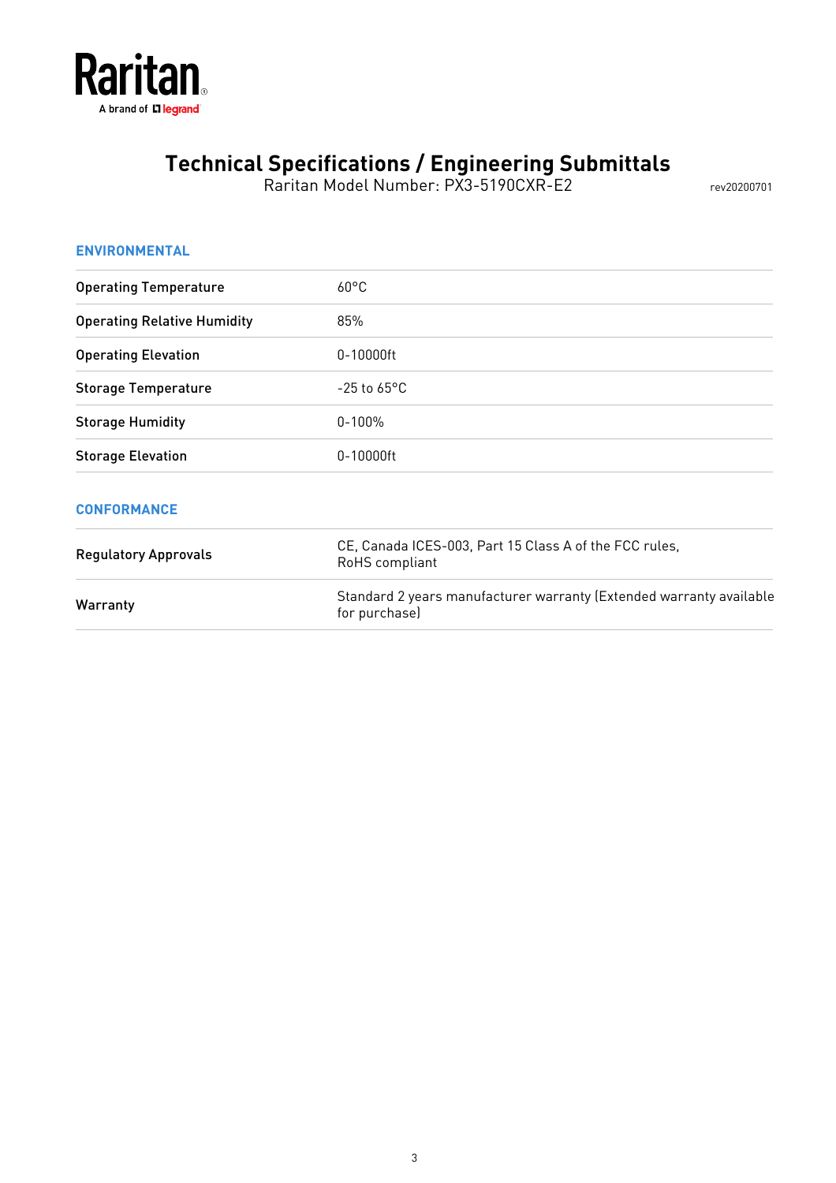# Technical Specifications / Engineering Submittals

Raritan Model Number: PX3-5190CXR-E2

rev20200701

## ENVIRONMENTAL

| | |
|---|---|
| Operating Temperature | 60°C |
| Operating Relative Humidity | 85% |
| Operating Elevation | 0-10000ft |
| Storage Temperature | -25 to 65°C |
| Storage Humidity | 0-100% |
| Storage Elevation | 0-10000ft |

## CONFORMANCE

| | |
|---|---|
| Regulatory Approvals | CE, Canada ICES-003, Part 15 Class A of the FCC rules, RoHS compliant |
| Warranty | Standard 2 years manufacturer warranty (Extended warranty available for purchase) |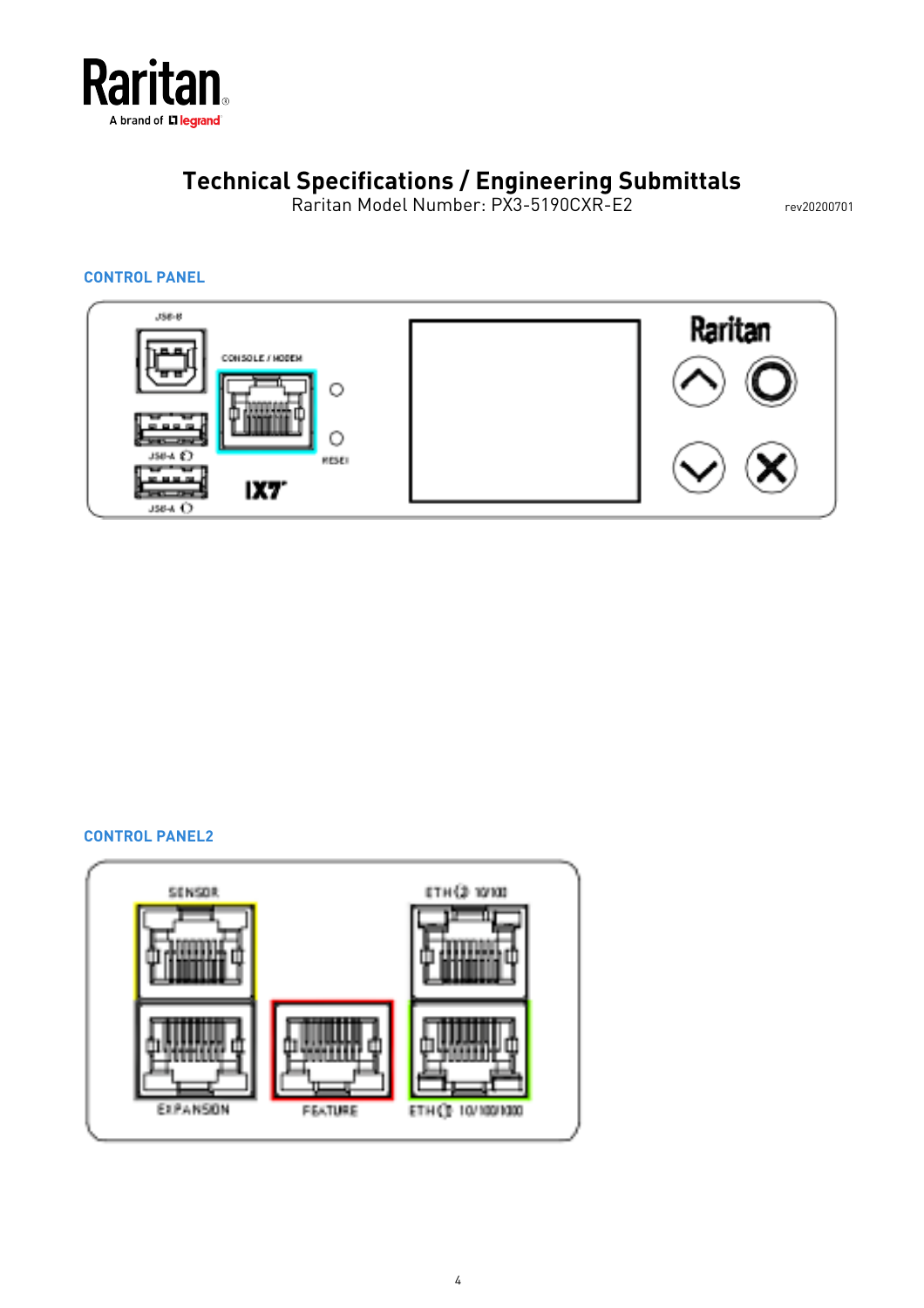# Technical Specifications / Engineering Submittals

Raritan Model Number: PX3-5190CXR-E2

rev20200701

## CONTROL PANEL

## CONTROL PANEL2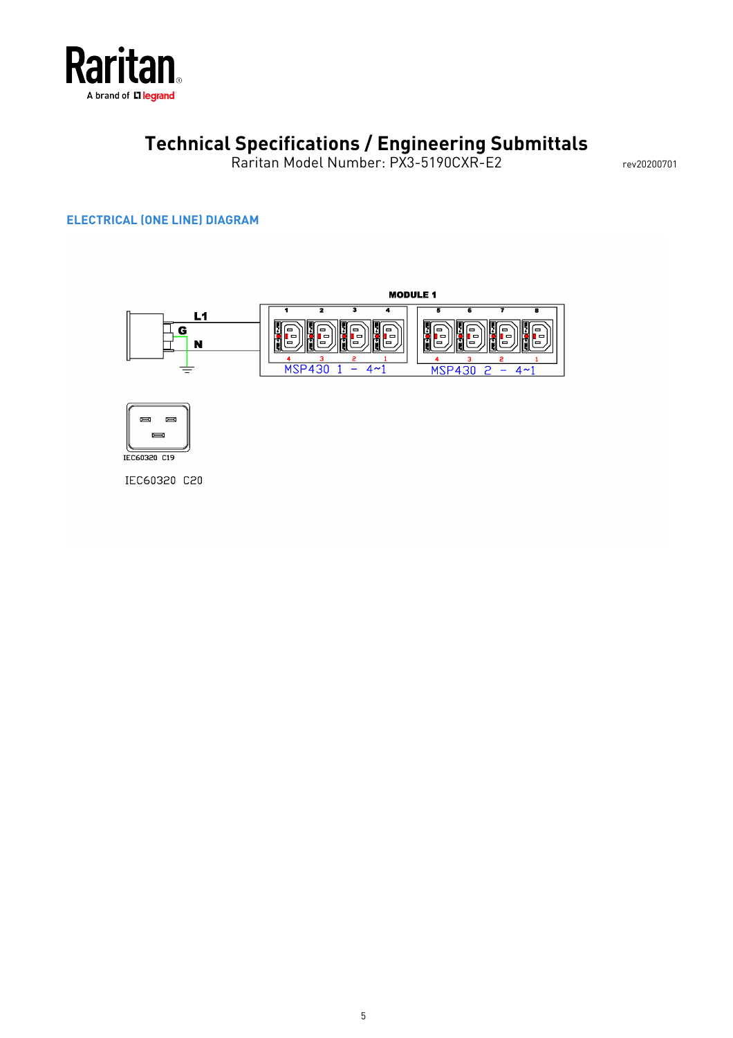# Technical Specifications / Engineering Submittals

Raritan Model Number: PX3-5190CXR-E2

rev20200701

## ELECTRICAL (ONE LINE) DIAGRAM

MODULE 1

L1

G

N

1 2 3 4 5 6 7 8

4 3 2 1 4 3 2 1

MSP430 1 - 4~1

MSP430 2 - 4~1

IEC60320 C19

IEC60320 C20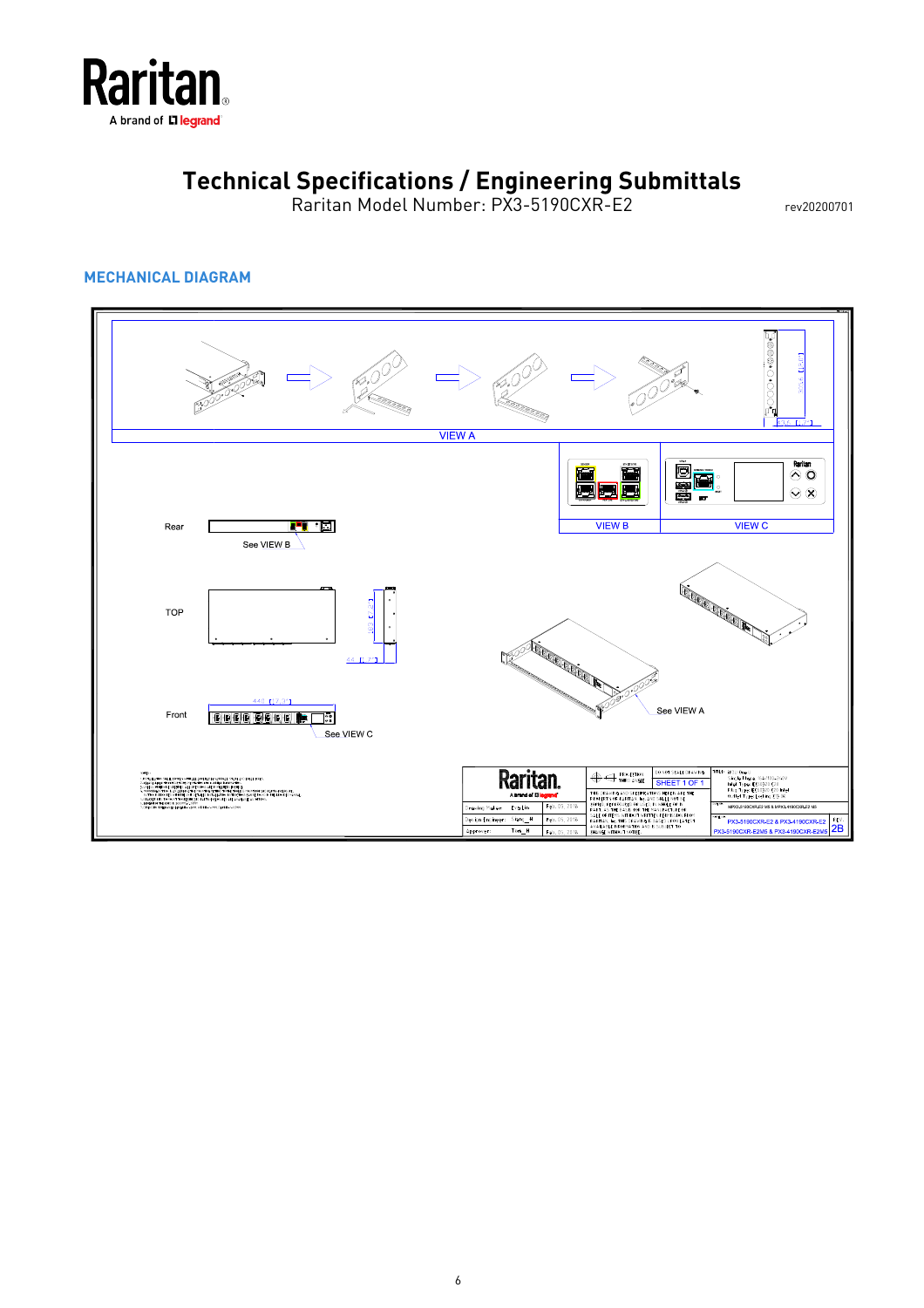# Technical Specifications / Engineering Submittals

Raritan Model Number: PX3-5190CXR-E2

rev20200701

## MECHANICAL DIAGRAM

VIEW A

VIEW B

VIEW C

Rear

See VIEW B

TOP

Front

440 [17.31]

See VIEW C

See VIEW A

SHEET 1 OF 1

PX3-5190CXR-E2 & PX3-4190CXR-E2

PX3-5190CXR-E2M5 & PX3-4190CXR-E2M5

2B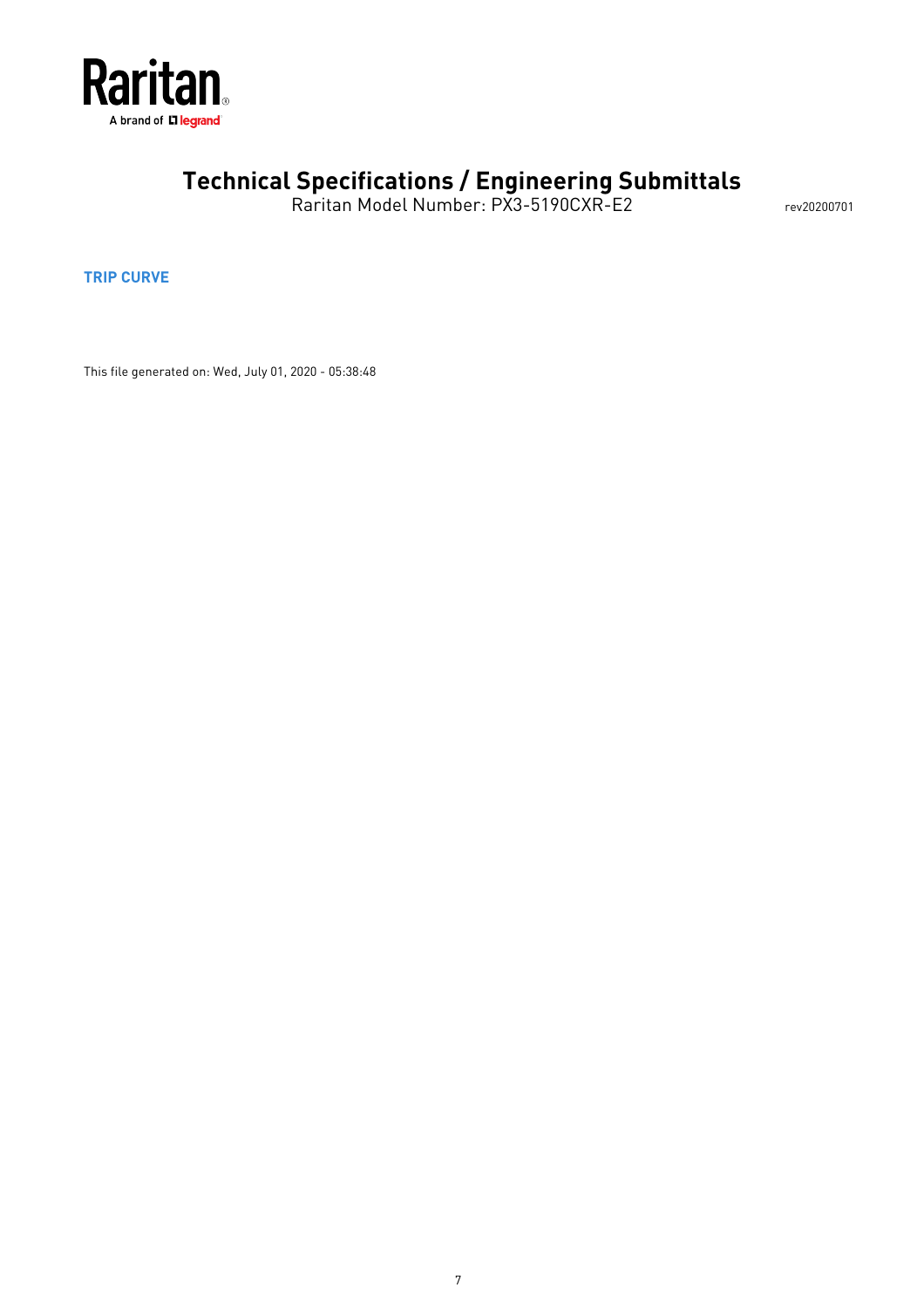# Technical Specifications / Engineering Submittals

Raritan Model Number: PX3-5190CXR-E2

rev20200701

## TRIP CURVE

This file generated on: Wed, July 01, 2020 - 05:38:48